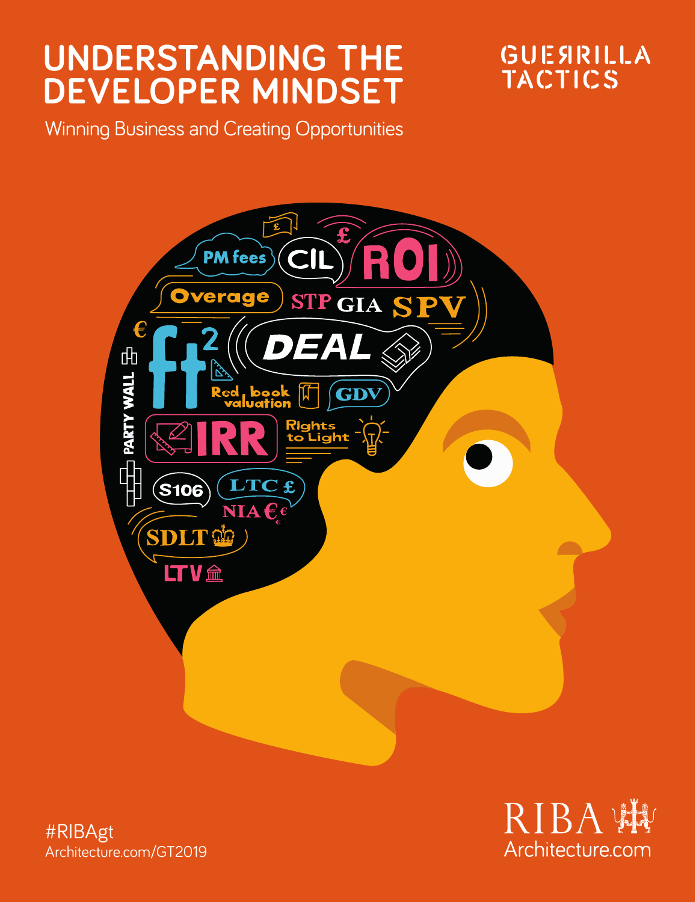# UNDERSTANDING THE DEVELOPER MINDSET

Winning Business and Creating Opportunities

GUERRILLA TACTICS

PM fees CIL ROI Overage STP GIA SPV ft² DEAL Red book valuation GDV PARTY WALL IRR Rights to Light S106 LTC £ NIA €€ SDLT LTV

#RIBAgt
Architecture.com/GT2019

RIBA
Architecture.com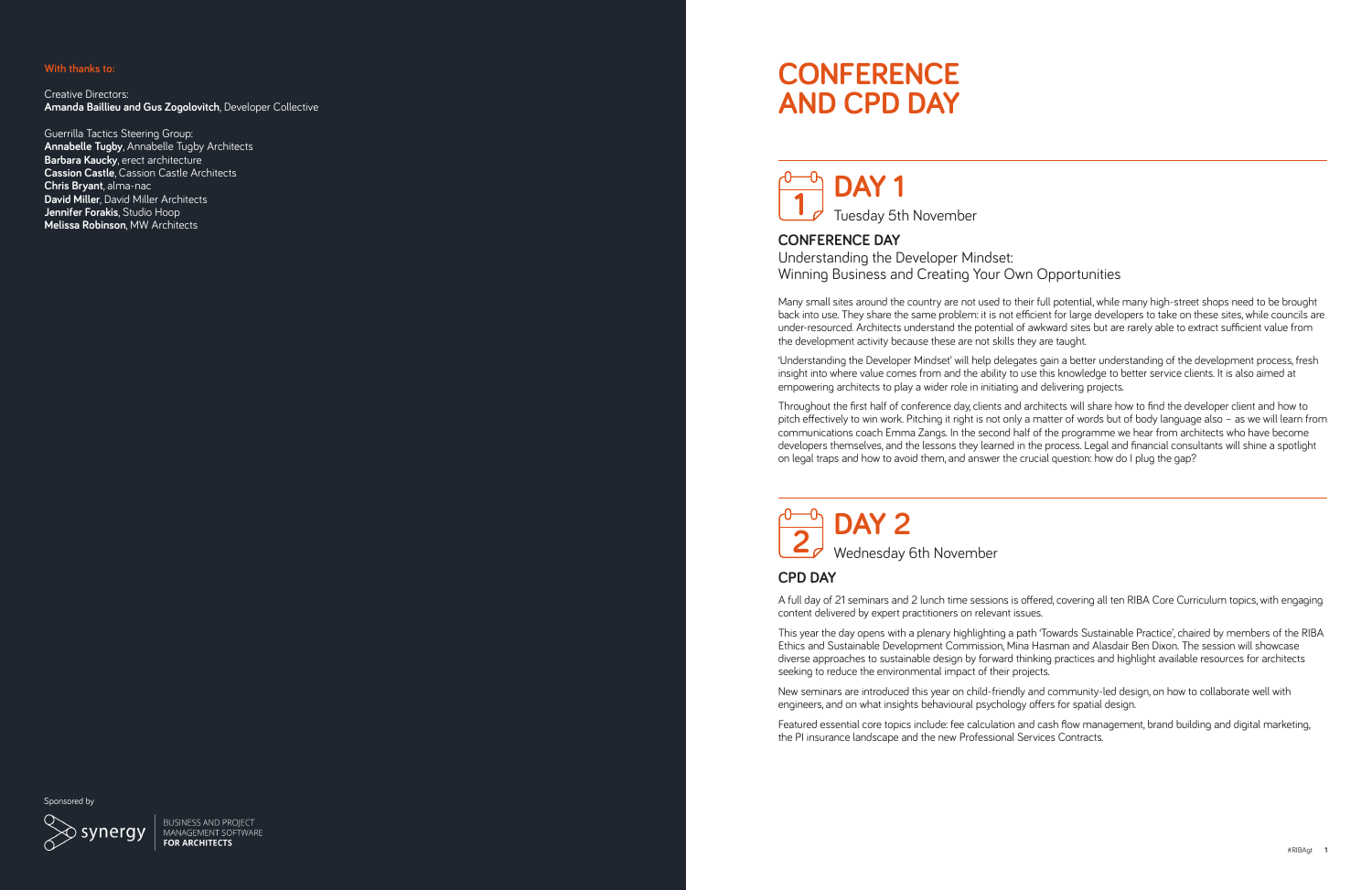**With thanks to:**

Creative Directors:
**Amanda Baillieu and Gus Zogolovitch**, Developer Collective

Guerrilla Tactics Steering Group:
**Annabelle Tugby**, Annabelle Tugby Architects
**Barbara Kaucky**, erect architecture
**Cassion Castle**, Cassion Castle Architects
**Chris Bryant**, alma-nac
**David Miller**, David Miller Architects
**Jennifer Forakis**, Studio Hoop
**Melissa Robinson**, MW Architects

Sponsored by

synergy — BUSINESS AND PROJECT MANAGEMENT SOFTWARE **FOR ARCHITECTS**

# CONFERENCE AND CPD DAY

## DAY 1

Tuesday 5th November

### CONFERENCE DAY

Understanding the Developer Mindset:
Winning Business and Creating Your Own Opportunities

Many small sites around the country are not used to their full potential, while many high-street shops need to be brought back into use. They share the same problem: it is not efficient for large developers to take on these sites, while councils are under-resourced. Architects understand the potential of awkward sites but are rarely able to extract sufficient value from the development activity because these are not skills they are taught.

'Understanding the Developer Mindset' will help delegates gain a better understanding of the development process, fresh insight into where value comes from and the ability to use this knowledge to better service clients. It is also aimed at empowering architects to play a wider role in initiating and delivering projects.

Throughout the first half of conference day, clients and architects will share how to find the developer client and how to pitch effectively to win work. Pitching it right is not only a matter of words but of body language also – as we will learn from communications coach Emma Zangs. In the second half of the programme we hear from architects who have become developers themselves, and the lessons they learned in the process. Legal and financial consultants will shine a spotlight on legal traps and how to avoid them, and answer the crucial question: how do I plug the gap?

## DAY 2

Wednesday 6th November

### CPD DAY

A full day of 21 seminars and 2 lunch time sessions is offered, covering all ten RIBA Core Curriculum topics, with engaging content delivered by expert practitioners on relevant issues.

This year the day opens with a plenary highlighting a path 'Towards Sustainable Practice', chaired by members of the RIBA Ethics and Sustainable Development Commission, Mina Hasman and Alasdair Ben Dixon. The session will showcase diverse approaches to sustainable design by forward thinking practices and highlight available resources for architects seeking to reduce the environmental impact of their projects.

New seminars are introduced this year on child-friendly and community-led design, on how to collaborate well with engineers, and on what insights behavioural psychology offers for spatial design.

Featured essential core topics include: fee calculation and cash flow management, brand building and digital marketing, the PI insurance landscape and the new Professional Services Contracts.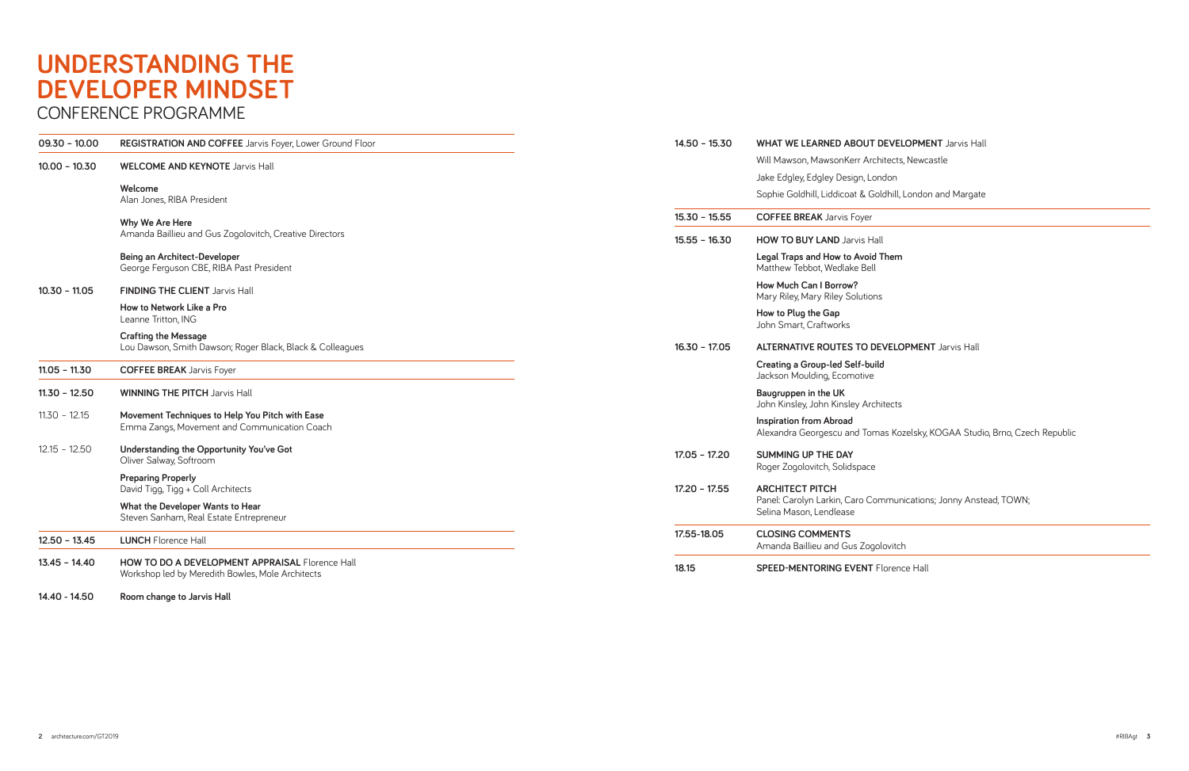# UNDERSTANDING THE DEVELOPER MINDSET

CONFERENCE PROGRAMME

| | |
|---|---|
| **09.30 – 10.00** | **REGISTRATION AND COFFEE** Jarvis Foyer, Lower Ground Floor |
| **10.00 – 10.30** | **WELCOME AND KEYNOTE** Jarvis Hall |
| | **Welcome**<br>Alan Jones, RIBA President |
| | **Why We Are Here**<br>Amanda Baillieu and Gus Zogolovitch, Creative Directors |
| | **Being an Architect-Developer**<br>George Ferguson CBE, RIBA Past President |
| **10.30 – 11.05** | **FINDING THE CLIENT** Jarvis Hall |
| | **How to Network Like a Pro**<br>Leanne Tritton, ING |
| | **Crafting the Message**<br>Lou Dawson, Smith Dawson; Roger Black, Black & Colleagues |
| **11.05 – 11.30** | **COFFEE BREAK** Jarvis Foyer |
| **11.30 – 12.50** | **WINNING THE PITCH** Jarvis Hall |
| 11.30 – 12.15 | **Movement Techniques to Help You Pitch with Ease**<br>Emma Zangs, Movement and Communication Coach |
| 12.15 – 12.50 | **Understanding the Opportunity You've Got**<br>Oliver Salway, Softroom |
| | **Preparing Properly**<br>David Tigg, Tigg + Coll Architects |
| | **What the Developer Wants to Hear**<br>Steven Sanham, Real Estate Entrepreneur |
| **12.50 – 13.45** | **LUNCH** Florence Hall |
| **13.45 – 14.40** | **HOW TO DO A DEVELOPMENT APPRAISAL** Florence Hall<br>Workshop led by Meredith Bowles, Mole Architects |
| **14.40 - 14.50** | **Room change to Jarvis Hall** |
| **14.50 – 15.30** | **WHAT WE LEARNED ABOUT DEVELOPMENT** Jarvis Hall<br>Will Mawson, MawsonKerr Architects, Newcastle<br>Jake Edgley, Edgley Design, London<br>Sophie Goldhill, Liddicoat & Goldhill, London and Margate |
| **15.30 – 15.55** | **COFFEE BREAK** Jarvis Foyer |
| **15.55 – 16.30** | **HOW TO BUY LAND** Jarvis Hall |
| | **Legal Traps and How to Avoid Them**<br>Matthew Tebbot, Wedlake Bell |
| | **How Much Can I Borrow?**<br>Mary Riley, Mary Riley Solutions |
| | **How to Plug the Gap**<br>John Smart, Craftworks |
| **16.30 – 17.05** | **ALTERNATIVE ROUTES TO DEVELOPMENT** Jarvis Hall |
| | **Creating a Group-led Self-build**<br>Jackson Moulding, Ecomotive |
| | **Baugruppen in the UK**<br>John Kinsley, John Kinsley Architects |
| | **Inspiration from Abroad**<br>Alexandra Georgescu and Tomas Kozelsky, KOGAA Studio, Brno, Czech Republic |
| **17.05 – 17.20** | **SUMMING UP THE DAY**<br>Roger Zogolovitch, Solidspace |
| **17.20 – 17.55** | **ARCHITECT PITCH**<br>Panel: Carolyn Larkin, Caro Communications; Jonny Anstead, TOWN; Selina Mason, Lendlease |
| **17.55-18.05** | **CLOSING COMMENTS**<br>Amanda Baillieu and Gus Zogolovitch |
| **18.15** | **SPEED-MENTORING EVENT** Florence Hall |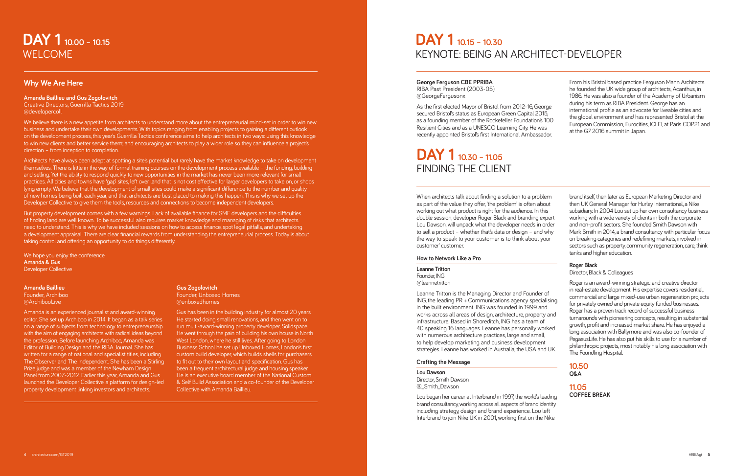# DAY 1 10.00 – 10.15 WELCOME

## Why We Are Here

**Amanda Baillieu and Gus Zogolovitch**
Creative Directors, Guerrilla Tactics 2019
@developercoll

We believe there is a new appetite from architects to understand more about the entrepreneurial mind-set in order to win new business and undertake their own developments. With topics ranging from enabling projects to gaining a different outlook on the development process, this year's Guerrilla Tactics conference aims to help architects in two ways: using this knowledge to win new clients and better service them; and encouraging architects to play a wider role so they can influence a project's direction – from inception to completion.

Architects have always been adept at spotting a site's potential but rarely have the market knowledge to take on development themselves. There is little in the way of formal training courses on the development process available – the funding, building and selling. Yet the ability to respond quickly to new opportunities in the market has never been more relevant for small practices. All cities and towns have 'gap' sites, left over land that is not cost effective for larger developers to take on, or shops lying empty. We believe that the development of small sites could make a significant difference to the number and quality of new homes being built each year, and that architects are best placed to making this happen. This is why we set up the Developer Collective to give them the tools, resources and connections to become independent developers.

But property development comes with a few warnings. Lack of available finance for SME developers and the difficulties of finding land are well known. To be successful also requires market knowledge and managing of risks that architects need to understand. This is why we have included sessions on how to access finance, spot legal pitfalls, and undertaking a development appraisal. There are clear financial rewards from understanding the entrepreneurial process. Today is about taking control and offering an opportunity to do things differently.

We hope you enjoy the conference.
**Amanda & Gus**
Developer Collective

**Amanda Baillieu**
Founder, Archiboo
@ArchibooLive

Amanda is an experienced journalist and award-winning editor. She set up Archiboo in 2014. It began as a talk series on a range of subjects from technology to entrepreneurship with the aim of engaging architects with radical ideas beyond the profession. Before launching Archiboo, Amanda was Editor of Building Design and the RIBA Journal. She has written for a range of national and specialist titles, including The Observer and The Independent. She has been a Stirling Prize judge and was a member of the Newham Design Panel from 2007-2012. Earlier this year, Amanda and Gus launched the Developer Collective, a platform for design-led property development linking investors and architects.

**Gus Zogolovitch**
Founder, Unboxed Homes
@unboxedhomes

Gus has been in the building industry for almost 20 years. He started doing small renovations, and then went on to run multi-award-winning property developer, Solidspace. He went through the pain of building his own house in North West London, where he still lives. After going to London Business School he set up Unboxed Homes, London's first custom build developer, which builds shells for purchasers to fit out to their own layout and specification. Gus has been a frequent architectural judge and housing speaker. He is an executive board member of the National Custom & Self Build Association and a co-founder of the Developer Collective with Amanda Baillieu.

# DAY 1 10.15 – 10.30 KEYNOTE: BEING AN ARCHITECT-DEVELOPER

**George Ferguson CBE PPRIBA**
RIBA Past President (2003-05)
@GeorgeFergusonx

As the first elected Mayor of Bristol from 2012-16, George secured Bristol's status as European Green Capital 2015, as a founding member of the Rockefeller Foundation's 100 Resilient Cities and as a UNESCO Learning City. He was recently appointed Bristol's first International Ambassador.

From his Bristol based practice Ferguson Mann Architects he founded the UK wide group of architects, Acanthus, in 1986. He was also a founder of the Academy of Urbanism during his term as RIBA President. George has an international profile as an advocate for liveable cities and the global environment and has represented Bristol at the European Commission, Eurocities, ICLEI, at Paris COP21 and at the G7 2016 summit in Japan.

# DAY 1 10.30 – 11.05 FINDING THE CLIENT

When architects talk about finding a solution to a problem as part of the value they offer, 'the problem' is often about working out what product is right for the audience. In this double session, developer Roger Black and branding expert Lou Dawson, will unpack what the developer needs in order to sell a product – whether that's data or design – and why the way to speak to your customer is to think about your customer' customer.

## How to Network Like a Pro

**Leanne Tritton**
Founder, ING
@leannetritton

Leanne Tritton is the Managing Director and Founder of ING, the leading PR + Communications agency specialising in the built environment. ING was founded in 1999 and works across all areas of design, architecture, property and infrastructure. Based in Shoreditch, ING has a team of 40 speaking 16 languages. Leanne has personally worked with numerous architecture practices, large and small, to help develop marketing and business development strategies. Leanne has worked in Australia, the USA and UK.

## Crafting the Message

**Lou Dawson**
Director, Smith Dawson
@_Smith_Dawson

Lou began her career at Interbrand in 1997, the world's leading brand consultancy, working across all aspects of brand identity including strategy, design and brand experience. Lou left Interbrand to join Nike UK in 2001, working first on the Nike brand itself, then later as European Marketing Director and then UK General Manager for Hurley International, a Nike subsidiary. In 2004 Lou set up her own consultancy business working with a wide variety of clients in both the corporate and non-profit sectors. She founded Smith Dawson with Mark Smith in 2014, a brand consultancy with particular focus on breaking categories and redefining markets, involved in sectors such as property, community regeneration, care, think tanks and higher education.

**Roger Black**
Director, Black & Colleagues

Roger is an award-winning strategic and creative director in real-estate development. His expertise covers residential, commercial and large mixed-use urban regeneration projects for privately owned and private equity funded businesses. Roger has a proven track record of successful business turnarounds with pioneering concepts, resulting in substantial growth, profit and increased market share. He has enjoyed a long association with Ballymore and was also co-founder of PegasusLife. He has also put his skills to use for a number of philanthropic projects, most notably his long association with The Foundling Hospital.

**10.50**
**Q&A**

**11.05**
**COFFEE BREAK**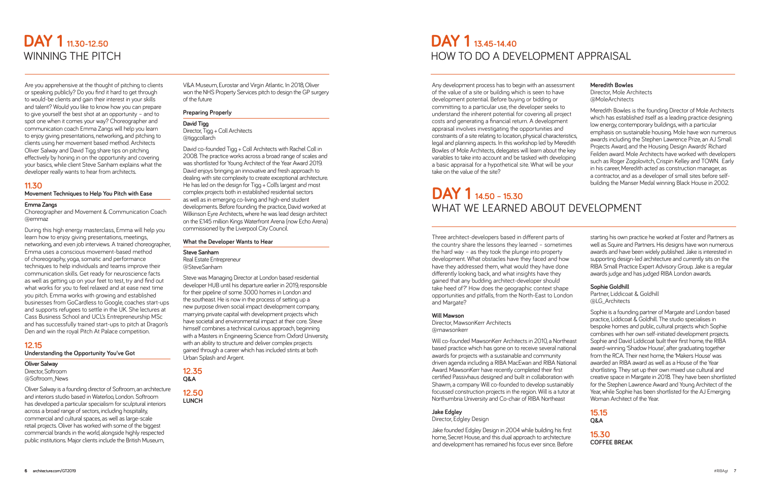# DAY 1 11.30-12.50
## WINNING THE PITCH

Are you apprehensive at the thought of pitching to clients or speaking publicly? Do you find it hard to get through to would-be clients and gain their interest in your skills and talent? Would you like to know how you can prepare to give yourself the best shot at an opportunity – and to spot one when it comes your way? Choreographer and communication coach Emma Zangs will help you learn to enjoy giving presentations, networking, and pitching to clients using her movement based method. Architects Oliver Salway and David Tigg share tips on pitching effectively by honing in on the opportunity and covering your basics, while client Steve Sanham explains what the developer really wants to hear from architects.

### 11.30
**Movement Techniques to Help You Pitch with Ease**

**Emma Zangs**
Choreographer and Movement & Communication Coach
@emmaz

During this high energy masterclass, Emma will help you learn how to enjoy giving presentations, meetings, networking, and even job interviews. A trained choreographer, Emma uses a conscious movement-based method of choreography, yoga, somatic and performance techniques to help individuals and teams improve their communication skills. Get ready for neuroscience facts as well as getting up on your feet to test, try and find out what works for you to feel relaxed and at ease next time you pitch. Emma works with growing and established businesses from GoCardless to Google, coaches start-ups and supports refugees to settle in the UK. She lectures at Cass Business School and UCL's Entrepreneurship MSc and has successfully trained start-ups to pitch at Dragon's Den and win the royal Pitch At Palace competition.

### 12.15
**Understanding the Opportunity You've Got**

**Oliver Salway**
Director, Softroom
@Softroom_News

Oliver Salway is a founding director of Softroom, an architecture and interiors studio based in Waterloo, London. Softroom has developed a particular specialism for sculptural interiors across a broad range of sectors, including hospitality, commercial and cultural spaces, as well as large-scale retail projects. Oliver has worked with some of the biggest commercial brands in the world, alongside highly respected public institutions. Major clients include the British Museum, V&A Museum, Eurostar and Virgin Atlantic. In 2018, Oliver won the NHS Property Services pitch to design the GP surgery of the future

**Preparing Properly**

**David Tigg**
Director, Tigg + Coll Architects
@tiggcollarch

David co-founded Tigg + Coll Architects with Rachel Coll in 2008. The practice works across a broad range of scales and was shortlisted for Young Architect of the Year Award 2019. David enjoys bringing an innovative and fresh approach to dealing with site complexity to create exceptional architecture. He has led on the design for Tigg + Coll's largest and most complex projects both in established residential sectors as well as in emerging co-living and high-end student developments. Before founding the practice, David worked at Wilkinson Eyre Architects, where he was lead design architect on the £145 million Kings Waterfront Arena (now Echo Arena) commissioned by the Liverpool City Council.

**What the Developer Wants to Hear**

**Steve Sanham**
Real Estate Entrepreneur
@SteveSanham

Steve was Managing Director at London based residential developer HUB until his departure earlier in 2019, responsible for their pipeline of some 3000 homes in London and the southeast. He is now in the process of setting up a new purpose driven social impact development company, marrying private capital with development projects which have societal and environmental impact at their core. Steve himself combines a technical curious approach, beginning with a Masters in Engineering Science from Oxford University, with an ability to structure and deliver complex projects gained through a career which has included stints at both Urban Splash and Argent.

### 12.35
**Q&A**

### 12.50
**LUNCH**

# DAY 1 13.45-14.40
## HOW TO DO A DEVELOPMENT APPRAISAL

Any development process has to begin with an assessment of the value of a site or building which is seen to have development potential. Before buying or bidding or committing to a particular use, the developer seeks to understand the inherent potential for covering all project costs and generating a financial return. A development appraisal involves investigating the opportunities and constraints of a site relating to location, physical characteristics, legal and planning aspects. In this workshop led by Meredith Bowles of Mole Architects, delegates will learn about the key variables to take into account and be tasked with developing a basic appraisal for a hypothetical site. What will be your take on the value of the site?

**Meredith Bowles**
Director, Mole Architects
@MoleArchitects

Meredith Bowles is the founding Director of Mole Architects which has established itself as a leading practice designing low energy, contemporary buildings, with a particular emphasis on sustainable housing. Mole have won numerous awards including the Stephen Lawrence Prize, an AJ Small Projects Award, and the Housing Design Awards' Richard Feilden award. Mole Architects have worked with developers such as Roger Zogolovitch, Crispin Kelley and TOWN. Early in his career, Meredith acted as construction manager, as a contractor, and as a developer of small sites before self-building the Manser Medal winning Black House in 2002.

# DAY 1 14.50 – 15.30
## WHAT WE LEARNED ABOUT DEVELOPMENT

Three architect-developers based in different parts of the country share the lessons they learned – sometimes the hard way – as they took the plunge into property development. What obstacles have they faced and how have they addressed them, what would they have done differently looking back, and what insights have they gained that any budding architect-developer should take heed of?' How does the geographic context shape opportunities and pitfalls, from the North-East to London and Margate?

**Will Mawson**
Director, MawsonKerr Architects
@mawsonkerr

Will co-founded MawsonKerr Architects in 2010, a Northeast based practice which has gone on to receive several national awards for projects with a sustainable and community driven agenda including a RIBA MacEwan and RIBA National Award. MawsonKerr have recently completed their first certified Passivhaus designed and built in collaboration with Shawm, a company Will co-founded to develop sustainably focussed construction projects in the region. Will is a tutor at Northumbria University and Co-chair of RIBA Northeast

**Jake Edgley**
Director, Edgley Design

Jake founded Edgley Design in 2004 while building his first home, Secret House, and this dual approach to architecture and development has remained his focus ever since. Before starting his own practice he worked at Foster and Partners as well as Squire and Partners. His designs have won numerous awards and have been widely published. Jake is interested in supporting design-led architecture and currently sits on the RIBA Small Practice Expert Advisory Group. Jake is a regular awards judge and has judged RIBA London awards.

**Sophie Goldhill**
Partner, Liddicoat & Goldhill
@LG_Architects

Sophie is a founding partner of Margate and London based practice, Liddicoat & Goldhill. The studio specialises in bespoke homes and public, cultural projects which Sophie combines with her own self-initiated development projects. Sophie and David Liddicoat built their first home, the RIBA award-winning 'Shadow House', after graduating together from the RCA. Their next home, the 'Makers House' was awarded an RIBA award as well as a House of the Year shortlisting. They set up their own mixed use cultural and creative space in Margate in 2018. They have been shortlisted for the Stephen Lawrence Prize and Young Architect of the Year, while Sophie has been shortlisted for the AJ Emerging Woman Architect of the Year.

### 15.15
**Q&A**

### 15.30
**COFFEE BREAK**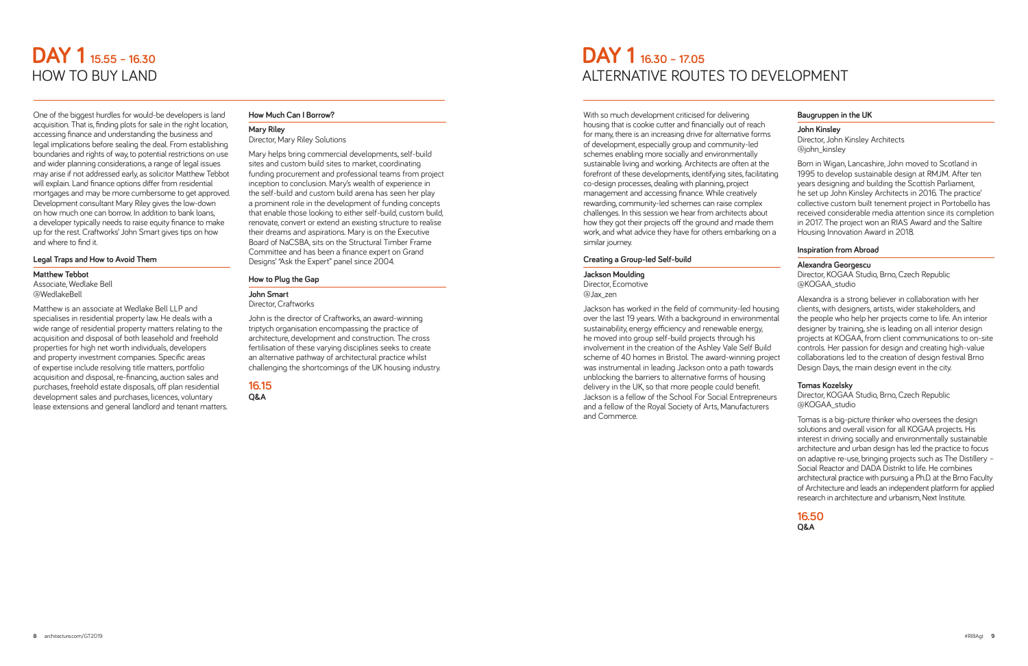# DAY 1 15.55 – 16.30
# HOW TO BUY LAND

One of the biggest hurdles for would-be developers is land acquisition. That is, finding plots for sale in the right location, accessing finance and understanding the business and legal implications before sealing the deal. From establishing boundaries and rights of way, to potential restrictions on use and wider planning considerations, a range of legal issues may arise if not addressed early, as solicitor Matthew Tebbot will explain. Land finance options differ from residential mortgages and may be more cumbersome to get approved. Development consultant Mary Riley gives the low-down on how much one can borrow. In addition to bank loans, a developer typically needs to raise equity finance to make up for the rest. Craftworks' John Smart gives tips on how and where to find it.

### Legal Traps and How to Avoid Them

**Matthew Tebbot**
Associate, Wedlake Bell
@WedlakeBell

Matthew is an associate at Wedlake Bell LLP and specialises in residential property law. He deals with a wide range of residential property matters relating to the acquisition and disposal of both leasehold and freehold properties for high net worth individuals, developers and property investment companies. Specific areas of expertise include resolving title matters, portfolio acquisition and disposal, re-financing, auction sales and purchases, freehold estate disposals, off plan residential development sales and purchases, licences, voluntary lease extensions and general landlord and tenant matters.

### How Much Can I Borrow?

**Mary Riley**
Director, Mary Riley Solutions

Mary helps bring commercial developments, self-build sites and custom build sites to market, coordinating funding procurement and professional teams from project inception to conclusion. Mary's wealth of experience in the self-build and custom build arena has seen her play a prominent role in the development of funding concepts that enable those looking to either self-build, custom build, renovate, convert or extend an existing structure to realise their dreams and aspirations. Mary is on the Executive Board of NaCSBA, sits on the Structural Timber Frame Committee and has been a finance expert on Grand Designs' "Ask the Expert" panel since 2004.

### How to Plug the Gap

**John Smart**
Director, Craftworks

John is the director of Craftworks, an award-winning triptych organisation encompassing the practice of architecture, development and construction. The cross fertilisation of these varying disciplines seeks to create an alternative pathway of architectural practice whilst challenging the shortcomings of the UK housing industry.

**16.15**
**Q&A**

# DAY 1 16.30 – 17.05
# ALTERNATIVE ROUTES TO DEVELOPMENT

With so much development criticised for delivering housing that is cookie cutter and financially out of reach for many, there is an increasing drive for alternative forms of development, especially group and community-led schemes enabling more socially and environmentally sustainable living and working. Architects are often at the forefront of these developments, identifying sites, facilitating co-design processes, dealing with planning, project management and accessing finance. While creatively rewarding, community-led schemes can raise complex challenges. In this session we hear from architects about how they got their projects off the ground and made them work, and what advice they have for others embarking on a similar journey.

### Creating a Group-led Self-build

**Jackson Moulding**
Director, Ecomotive
@Jax_zen

Jackson has worked in the field of community-led housing over the last 19 years. With a background in environmental sustainability, energy efficiency and renewable energy, he moved into group self-build projects through his involvement in the creation of the Ashley Vale Self Build scheme of 40 homes in Bristol. The award-winning project was instrumental in leading Jackson onto a path towards unblocking the barriers to alternative forms of housing delivery in the UK, so that more people could benefit. Jackson is a fellow of the School For Social Entrepreneurs and a fellow of the Royal Society of Arts, Manufacturers and Commerce.

### Baugruppen in the UK

**John Kinsley**
Director, John Kinsley Architects
@john_kinsley

Born in Wigan, Lancashire, John moved to Scotland in 1995 to develop sustainable design at RMJM. After ten years designing and building the Scottish Parliament, he set up John Kinsley Architects in 2016. The practice' collective custom built tenement project in Portobello has received considerable media attention since its completion in 2017. The project won an RIAS Award and the Saltire Housing Innovation Award in 2018.

### Inspiration from Abroad

**Alexandra Georgescu**
Director, KOGAA Studio, Brno, Czech Republic
@KOGAA_studio

Alexandra is a strong believer in collaboration with her clients, with designers, artists, wider stakeholders, and the people who help her projects come to life. An interior designer by training, she is leading on all interior design projects at KOGAA, from client communications to on-site controls. Her passion for design and creating high-value collaborations led to the creation of design festival Brno Design Days, the main design event in the city.

**Tomas Kozelsky**
Director, KOGAA Studio, Brno, Czech Republic
@KOGAA_studio

Tomas is a big-picture thinker who oversees the design solutions and overall vision for all KOGAA projects. His interest in driving socially and environmentally sustainable architecture and urban design has led the practice to focus on adaptive re-use, bringing projects such as The Distillery – Social Reactor and DADA Distrikt to life. He combines architectural practice with pursuing a Ph.D. at the Brno Faculty of Architecture and leads an independent platform for applied research in architecture and urbanism, Next Institute.

**16.50**
**Q&A**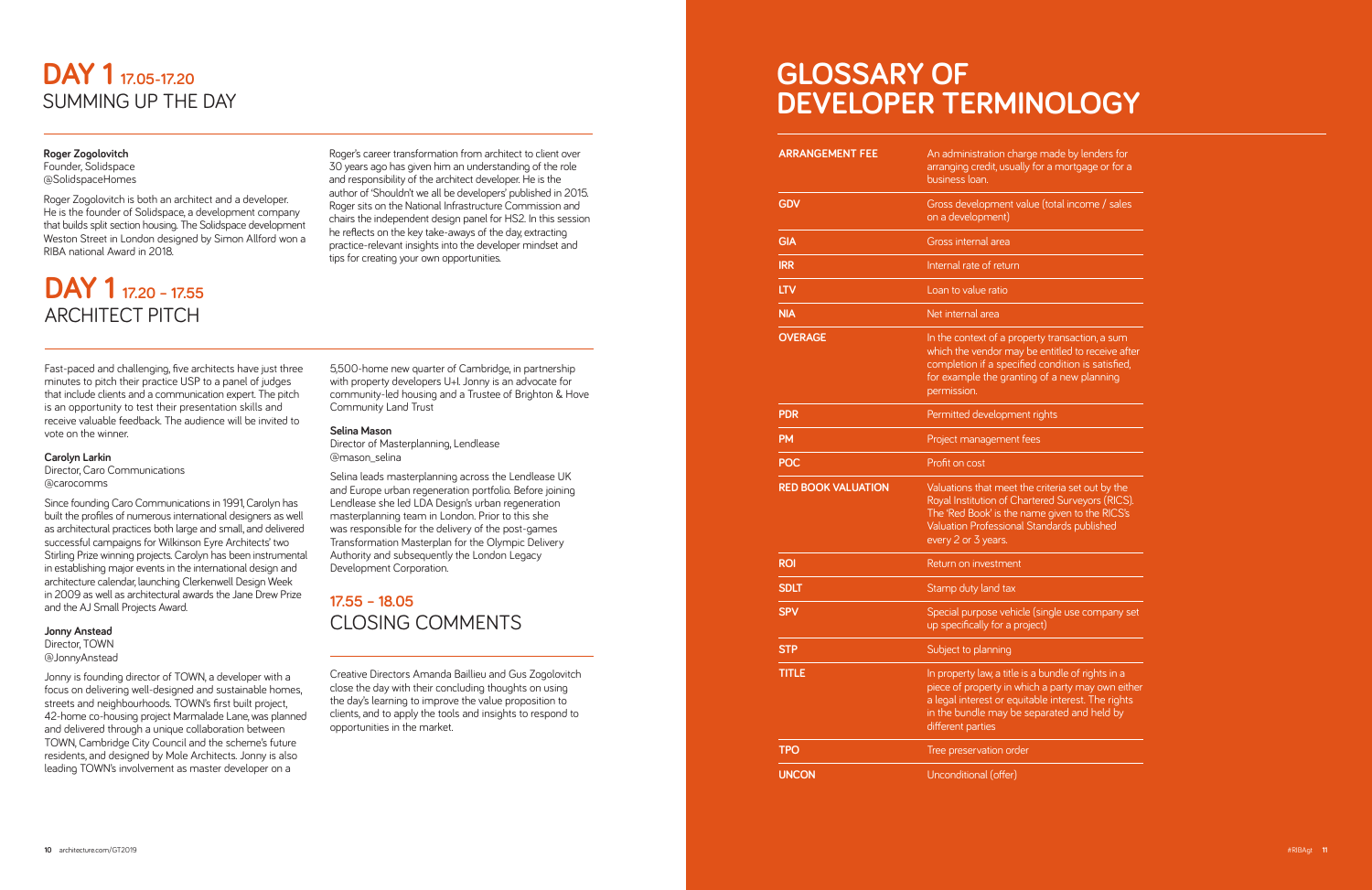# DAY 1 17.05-17.20
## SUMMING UP THE DAY

**Roger Zogolovitch**
Founder, Solidspace
@SolidspaceHomes

Roger Zogolovitch is both an architect and a developer. He is the founder of Solidspace, a development company that builds split section housing. The Solidspace development Weston Street in London designed by Simon Allford won a RIBA national Award in 2018.

Roger's career transformation from architect to client over 30 years ago has given him an understanding of the role and responsibility of the architect developer. He is the author of 'Shouldn't we all be developers' published in 2015. Roger sits on the National Infrastructure Commission and chairs the independent design panel for HS2. In this session he reflects on the key take-aways of the day, extracting practice-relevant insights into the developer mindset and tips for creating your own opportunities.

# DAY 1 17.20 – 17.55
## ARCHITECT PITCH

Fast-paced and challenging, five architects have just three minutes to pitch their practice USP to a panel of judges that include clients and a communication expert. The pitch is an opportunity to test their presentation skills and receive valuable feedback. The audience will be invited to vote on the winner.

**Carolyn Larkin**
Director, Caro Communications
@carocomms

Since founding Caro Communications in 1991, Carolyn has built the profiles of numerous international designers as well as architectural practices both large and small, and delivered successful campaigns for Wilkinson Eyre Architects' two Stirling Prize winning projects. Carolyn has been instrumental in establishing major events in the international design and architecture calendar, launching Clerkenwell Design Week in 2009 as well as architectural awards the Jane Drew Prize and the AJ Small Projects Award.

**Jonny Anstead**
Director, TOWN
@JonnyAnstead

Jonny is founding director of TOWN, a developer with a focus on delivering well-designed and sustainable homes, streets and neighbourhoods. TOWN's first built project, 42-home co-housing project Marmalade Lane, was planned and delivered through a unique collaboration between TOWN, Cambridge City Council and the scheme's future residents, and designed by Mole Architects. Jonny is also leading TOWN's involvement as master developer on a 5,500-home new quarter of Cambridge, in partnership with property developers U+I. Jonny is an advocate for community-led housing and a Trustee of Brighton & Hove Community Land Trust

**Selina Mason**
Director of Masterplanning, Lendlease
@mason_selina

Selina leads masterplanning across the Lendlease UK and Europe urban regeneration portfolio. Before joining Lendlease she led LDA Design's urban regeneration masterplanning team in London. Prior to this she was responsible for the delivery of the post-games Transformation Masterplan for the Olympic Delivery Authority and subsequently the London Legacy Development Corporation.

## 17.55 – 18.05
## CLOSING COMMENTS

Creative Directors Amanda Baillieu and Gus Zogolovitch close the day with their concluding thoughts on using the day's learning to improve the value proposition to clients, and to apply the tools and insights to respond to opportunities in the market.

# GLOSSARY OF DEVELOPER TERMINOLOGY

| | |
|---|---|
| **ARRANGEMENT FEE** | An administration charge made by lenders for arranging credit, usually for a mortgage or for a business loan. |
| **GDV** | Gross development value (total income / sales on a development) |
| **GIA** | Gross internal area |
| **IRR** | Internal rate of return |
| **LTV** | Loan to value ratio |
| **NIA** | Net internal area |
| **OVERAGE** | In the context of a property transaction, a sum which the vendor may be entitled to receive after completion if a specified condition is satisfied, for example the granting of a new planning permission. |
| **PDR** | Permitted development rights |
| **PM** | Project management fees |
| **POC** | Profit on cost |
| **RED BOOK VALUATION** | Valuations that meet the criteria set out by the Royal Institution of Chartered Surveyors (RICS). The 'Red Book' is the name given to the RICS's Valuation Professional Standards published every 2 or 3 years. |
| **ROI** | Return on investment |
| **SDLT** | Stamp duty land tax |
| **SPV** | Special purpose vehicle (single use company set up specifically for a project) |
| **STP** | Subject to planning |
| **TITLE** | In property law, a title is a bundle of rights in a piece of property in which a party may own either a legal interest or equitable interest. The rights in the bundle may be separated and held by different parties |
| **TPO** | Tree preservation order |
| **UNCON** | Unconditional (offer) |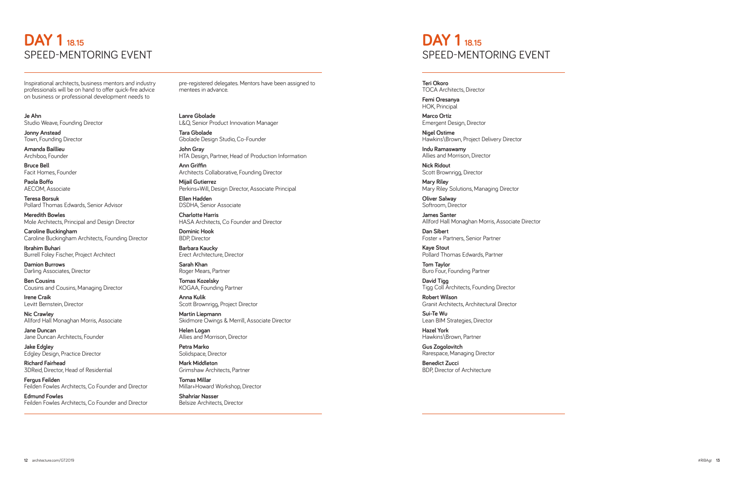# DAY 1 18.15
## SPEED-MENTORING EVENT

Inspirational architects, business mentors and industry professionals will be on hand to offer quick-fire advice on business or professional development needs to pre-registered delegates. Mentors have been assigned to mentees in advance.

**Je Ahn**
Studio Weave, Founding Director

**Jonny Anstead**
Town, Founding Director

**Amanda Baillieu**
Archiboo, Founder

**Bruce Bell**
Facit Homes, Founder

**Paola Boffo**
AECOM, Associate

**Teresa Borsuk**
Pollard Thomas Edwards, Senior Advisor

**Meredith Bowles**
Mole Architects, Principal and Design Director

**Caroline Buckingham**
Caroline Buckingham Architects, Founding Director

**Ibrahim Buhari**
Burrell Foley Fischer, Project Architect

**Damion Burrows**
Darling Associates, Director

**Ben Cousins**
Cousins and Cousins, Managing Director

**Irene Craik**
Levitt Bernstein, Director

**Nic Crawley**
Allford Hall Monaghan Morris, Associate

**Jane Duncan**
Jane Duncan Architects, Founder

**Jake Edgley**
Edgley Design, Practice Director

**Richard Fairhead**
3DReid, Director, Head of Residential

**Fergus Feilden**
Feilden Fowles Architects, Co Founder and Director

**Edmund Fowles**
Feilden Fowles Architects, Co Founder and Director

**Lanre Gbolade**
L&Q, Senior Product Innovation Manager

**Tara Gbolade**
Gbolade Design Studio, Co-Founder

**John Gray**
HTA Design, Partner, Head of Production Information

**Ann Griffin**
Architects Collaborative, Founding Director

**Mijail Gutierrez**
Perkins+Will, Design Director, Associate Principal

**Ellen Hadden**
DSDHA, Senior Associate

**Charlotte Harris**
HASA Architects, Co Founder and Director

**Dominic Hook**
BDP, Director

**Barbara Kaucky**
Erect Architecture, Director

**Sarah Khan**
Roger Mears, Partner

**Tomas Kozelsky**
KOGAA, Founding Partner

**Anna Kulik**
Scott Brownrigg, Project Director

**Martin Liepmann**
Skidmore Owings & Merrill, Associate Director

**Helen Logan**
Allies and Morrison, Director

**Petra Marko**
Solidspace, Director

**Mark Middleton**
Grimshaw Architects, Partner

**Tomas Millar**
Millar+Howard Workshop, Director

**Shahriar Nasser**
Belsize Architects, Director

**Teri Okoro**
TOCA Architects, Director

**Femi Oresanya**
HOK, Principal

**Marco Ortiz**
Emergent Design, Director

**Nigel Ostime**
Hawkins\Brown, Project Delivery Director

**Indu Ramaswamy**
Allies and Morrison, Director

**Nick Ridout**
Scott Brownrigg, Director

**Mary Riley**
Mary Riley Solutions, Managing Director

**Oliver Salway**
Softroom, Director

**James Santer**
Allford Hall Monaghan Morris, Associate Director

**Dan Sibert**
Foster + Partners, Senior Partner

**Kaye Stout**
Pollard Thomas Edwards, Partner

**Tom Taylor**
Buro Four, Founding Partner

**David Tigg**
Tigg Coll Architects, Founding Director

**Robert Wilson**
Granit Architects, Architectural Director

**Sui-Te Wu**
Lean BIM Strategies, Director

**Hazel York**
Hawkins\Brown, Partner

**Gus Zogolovitch**
Rarespace, Managing Director

**Benedict Zucci**
BDP, Director of Architecture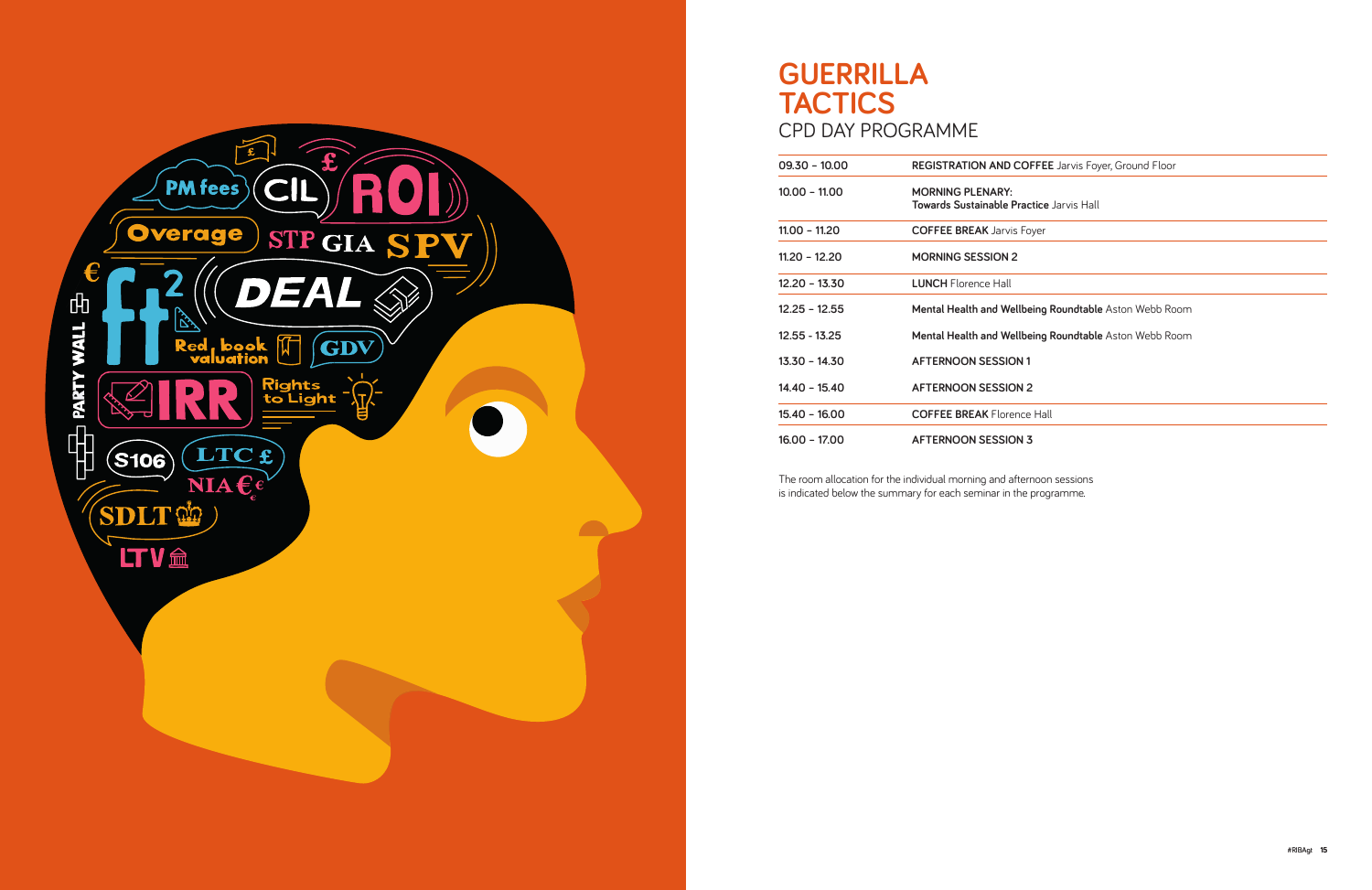# GUERRILLA TACTICS

## CPD DAY PROGRAMME

| | |
|---|---|
| 09.30 – 10.00 | **REGISTRATION AND COFFEE** Jarvis Foyer, Ground Floor |
| 10.00 – 11.00 | **MORNING PLENARY:** **Towards Sustainable Practice** Jarvis Hall |
| 11.00 – 11.20 | **COFFEE BREAK** Jarvis Foyer |
| 11.20 – 12.20 | **MORNING SESSION 2** |
| 12.20 – 13.30 | **LUNCH** Florence Hall |
| 12.25 – 12.55 | **Mental Health and Wellbeing Roundtable** Aston Webb Room |
| 12.55 - 13.25 | **Mental Health and Wellbeing Roundtable** Aston Webb Room |
| 13.30 – 14.30 | **AFTERNOON SESSION 1** |
| 14.40 – 15.40 | **AFTERNOON SESSION 2** |
| 15.40 – 16.00 | **COFFEE BREAK** Florence Hall |
| 16.00 – 17.00 | **AFTERNOON SESSION 3** |

The room allocation for the individual morning and afternoon sessions is indicated below the summary for each seminar in the programme.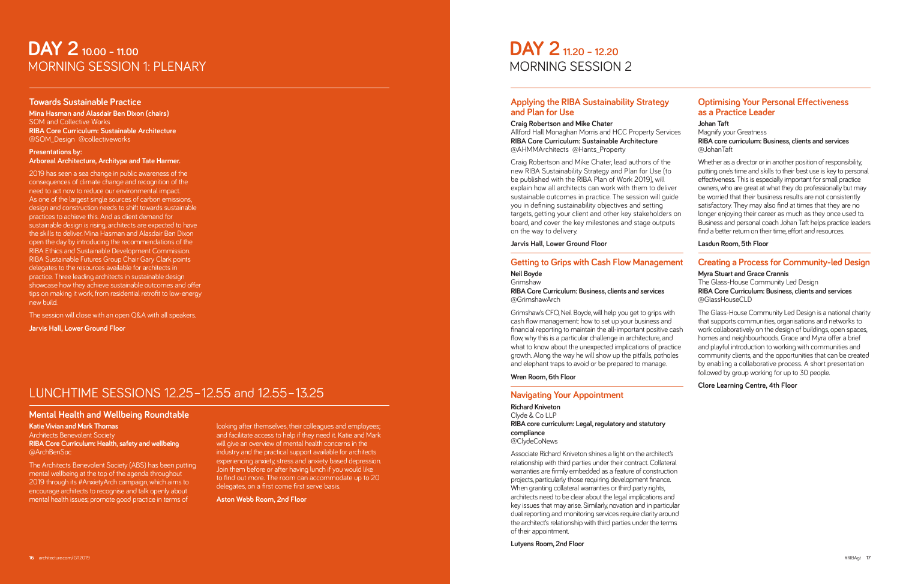# DAY 2 10.00 – 11.00
# MORNING SESSION 1: PLENARY

## Towards Sustainable Practice

**Mina Hasman and Alasdair Ben Dixon (chairs)**
SOM and Collective Works
**RIBA Core Curriculum: Sustainable Architecture**
@SOM_Design @collectiveworks

**Presentations by:**
**Arboreal Architecture, Architype and Tate Harmer.**

2019 has seen a sea change in public awareness of the consequences of climate change and recognition of the need to act now to reduce our environmental impact. As one of the largest single sources of carbon emissions, design and construction needs to shift towards sustainable practices to achieve this. And as client demand for sustainable design is rising, architects are expected to have the skills to deliver. Mina Hasman and Alasdair Ben Dixon open the day by introducing the recommendations of the RIBA Ethics and Sustainable Development Commission. RIBA Sustainable Futures Group Chair Gary Clark points delegates to the resources available for architects in practice. Three leading architects in sustainable design showcase how they achieve sustainable outcomes and offer tips on making it work, from residential retrofit to low-energy new build.

The session will close with an open Q&A with all speakers.

**Jarvis Hall, Lower Ground Floor**

# LUNCHTIME SESSIONS 12.25–12.55 and 12.55–13.25

## Mental Health and Wellbeing Roundtable

**Katie Vivian and Mark Thomas**
Architects Benevolent Society
**RIBA Core Curriculum: Health, safety and wellbeing**
@ArchBenSoc

The Architects Benevolent Society (ABS) has been putting mental wellbeing at the top of the agenda throughout 2019 through its #AnxietyArch campaign, which aims to encourage architects to recognise and talk openly about mental health issues; promote good practice in terms of looking after themselves, their colleagues and employees; and facilitate access to help if they need it. Katie and Mark will give an overview of mental health concerns in the industry and the practical support available for architects experiencing anxiety, stress and anxiety based depression. Join them before or after having lunch if you would like to find out more. The room can accommodate up to 20 delegates, on a first come first serve basis.

**Aston Webb Room, 2nd Floor**

# DAY 2 11.20 – 12.20
# MORNING SESSION 2

## Applying the RIBA Sustainability Strategy and Plan for Use

**Craig Robertson and Mike Chater**
Allford Hall Monaghan Morris and HCC Property Services
**RIBA Core Curriculum: Sustainable Architecture**
@AHMMArchitects @Hants_Property

Craig Robertson and Mike Chater, lead authors of the new RIBA Sustainability Strategy and Plan for Use (to be published with the RIBA Plan of Work 2019), will explain how all architects can work with them to deliver sustainable outcomes in practice. The session will guide you in defining sustainability objectives and setting targets, getting your client and other key stakeholders on board, and cover the key milestones and stage outputs on the way to delivery.

**Jarvis Hall, Lower Ground Floor**

## Getting to Grips with Cash Flow Management

**Neil Boyde**
Grimshaw
**RIBA Core Curriculum: Business, clients and services**
@GrimshawArch

Grimshaw's CFO, Neil Boyde, will help you get to grips with cash flow management: how to set up your business and financial reporting to maintain the all-important positive cash flow, why this is a particular challenge in architecture, and what to know about the unexpected implications of practice growth. Along the way he will show up the pitfalls, potholes and elephant traps to avoid or be prepared to manage.

**Wren Room, 6th Floor**

## Navigating Your Appointment

**Richard Kniveton**
Clyde & Co LLP
**RIBA core curriculum: Legal, regulatory and statutory compliance**
@ClydeCoNews

Associate Richard Kniveton shines a light on the architect's relationship with third parties under their contract. Collateral warranties are firmly embedded as a feature of construction projects, particularly those requiring development finance. When granting collateral warranties or third party rights, architects need to be clear about the legal implications and key issues that may arise. Similarly, novation and in particular dual reporting and monitoring services require clarity around the architect's relationship with third parties under the terms of their appointment.

**Lutyens Room, 2nd Floor**

## Optimising Your Personal Effectiveness as a Practice Leader

**Johan Taft**
Magnify your Greatness
**RIBA core curriculum: Business, clients and services**
@JohanTaft

Whether as a director or in another position of responsibility, putting one's time and skills to their best use is key to personal effectiveness. This is especially important for small practice owners, who are great at what they do professionally but may be worried that their business results are not consistently satisfactory. They may also find at times that they are no longer enjoying their career as much as they once used to. Business and personal coach Johan Taft helps practice leaders find a better return on their time, effort and resources.

**Lasdun Room, 5th Floor**

## Creating a Process for Community-led Design

**Myra Stuart and Grace Crannis**
The Glass-House Community Led Design
**RIBA Core Curriculum: Business, clients and services**
@GlassHouseCLD

The Glass-House Community Led Design is a national charity that supports communities, organisations and networks to work collaboratively on the design of buildings, open spaces, homes and neighbourhoods. Grace and Myra offer a brief and playful introduction to working with communities and community clients, and the opportunities that can be created by enabling a collaborative process. A short presentation followed by group working for up to 30 people.

**Clore Learning Centre, 4th Floor**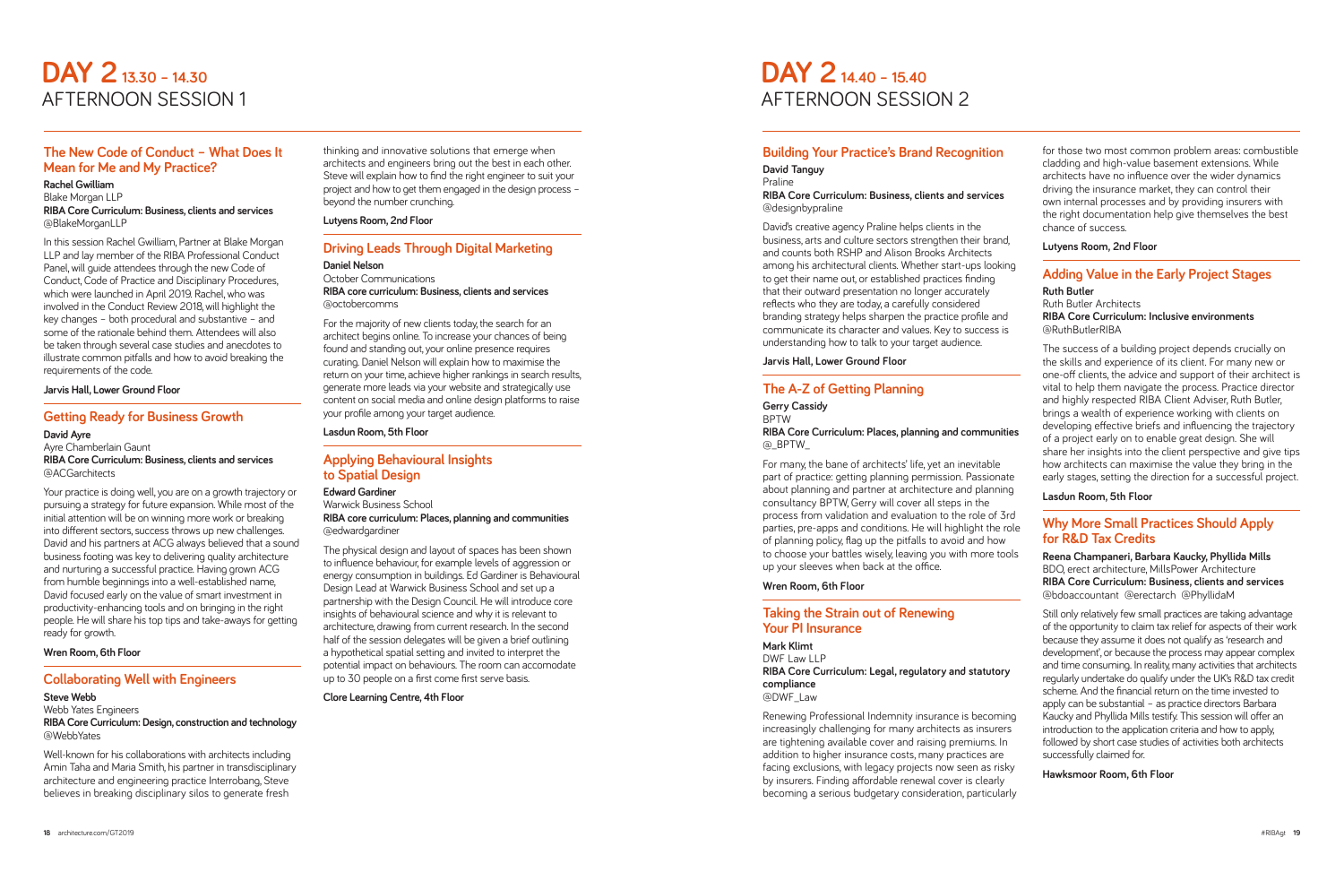# DAY 2 13.30 – 14.30 AFTERNOON SESSION 1

## The New Code of Conduct – What Does It Mean for Me and My Practice?

**Rachel Gwilliam**
Blake Morgan LLP
**RIBA Core Curriculum: Business, clients and services**
@BlakeMorganLLP

In this session Rachel Gwilliam, Partner at Blake Morgan LLP and lay member of the RIBA Professional Conduct Panel, will guide attendees through the new Code of Conduct, Code of Practice and Disciplinary Procedures, which were launched in April 2019. Rachel, who was involved in the Conduct Review 2018, will highlight the key changes – both procedural and substantive – and some of the rationale behind them. Attendees will also be taken through several case studies and anecdotes to illustrate common pitfalls and how to avoid breaking the requirements of the code.

**Jarvis Hall, Lower Ground Floor**

## Getting Ready for Business Growth

**David Ayre**
Ayre Chamberlain Gaunt
**RIBA Core Curriculum: Business, clients and services**
@ACGarchitects

Your practice is doing well, you are on a growth trajectory or pursuing a strategy for future expansion. While most of the initial attention will be on winning more work or breaking into different sectors, success throws up new challenges. David and his partners at ACG always believed that a sound business footing was key to delivering quality architecture and nurturing a successful practice. Having grown ACG from humble beginnings into a well-established name, David focused early on the value of smart investment in productivity-enhancing tools and on bringing in the right people. He will share his top tips and take-aways for getting ready for growth.

**Wren Room, 6th Floor**

## Collaborating Well with Engineers

**Steve Webb**
Webb Yates Engineers
**RIBA Core Curriculum: Design, construction and technology**
@WebbYates

Well-known for his collaborations with architects including Amin Taha and Maria Smith, his partner in transdisciplinary architecture and engineering practice Interrobang, Steve believes in breaking disciplinary silos to generate fresh thinking and innovative solutions that emerge when architects and engineers bring out the best in each other. Steve will explain how to find the right engineer to suit your project and how to get them engaged in the design process – beyond the number crunching.

**Lutyens Room, 2nd Floor**

## Driving Leads Through Digital Marketing

**Daniel Nelson**
October Communications
**RIBA core curriculum: Business, clients and services**
@octobercomms

For the majority of new clients today, the search for an architect begins online. To increase your chances of being found and standing out, your online presence requires curating. Daniel Nelson will explain how to maximise the return on your time, achieve higher rankings in search results, generate more leads via your website and strategically use content on social media and online design platforms to raise your profile among your target audience.

**Lasdun Room, 5th Floor**

## Applying Behavioural Insights to Spatial Design

**Edward Gardiner**
Warwick Business School
**RIBA core curriculum: Places, planning and communities**
@edwardgardiner

The physical design and layout of spaces has been shown to influence behaviour, for example levels of aggression or energy consumption in buildings. Ed Gardiner is Behavioural Design Lead at Warwick Business School and set up a partnership with the Design Council. He will introduce core insights of behavioural science and why it is relevant to architecture, drawing from current research. In the second half of the session delegates will be given a brief outlining a hypothetical spatial setting and invited to interpret the potential impact on behaviours. The room can accomodate up to 30 people on a first come first serve basis.

**Clore Learning Centre, 4th Floor**

# DAY 2 14.40 – 15.40 AFTERNOON SESSION 2

## Building Your Practice's Brand Recognition

**David Tanguy**
Praline
**RIBA Core Curriculum: Business, clients and services**
@designbypraline

David's creative agency Praline helps clients in the business, arts and culture sectors strengthen their brand, and counts both RSHP and Alison Brooks Architects among his architectural clients. Whether start-ups looking to get their name out, or established practices finding that their outward presentation no longer accurately reflects who they are today, a carefully considered branding strategy helps sharpen the practice profile and communicate its character and values. Key to success is understanding how to talk to your target audience.

**Jarvis Hall, Lower Ground Floor**

## The A-Z of Getting Planning

**Gerry Cassidy**
BPTW
**RIBA Core Curriculum: Places, planning and communities**
@_BPTW_

For many, the bane of architects' life, yet an inevitable part of practice: getting planning permission. Passionate about planning and partner at architecture and planning consultancy BPTW, Gerry will cover all steps in the process from validation and evaluation to the role of 3rd parties, pre-apps and conditions. He will highlight the role of planning policy, flag up the pitfalls to avoid and how to choose your battles wisely, leaving you with more tools up your sleeves when back at the office.

**Wren Room, 6th Floor**

## Taking the Strain out of Renewing Your PI Insurance

**Mark Klimt**
DWF Law LLP
**RIBA Core Curriculum: Legal, regulatory and statutory compliance**
@DWF_Law

Renewing Professional Indemnity insurance is becoming increasingly challenging for many architects as insurers are tightening available cover and raising premiums. In addition to higher insurance costs, many practices are facing exclusions, with legacy projects now seen as risky by insurers. Finding affordable renewal cover is clearly becoming a serious budgetary consideration, particularly for those two most common problem areas: combustible cladding and high-value basement extensions. While architects have no influence over the wider dynamics driving the insurance market, they can control their own internal processes and by providing insurers with the right documentation help give themselves the best chance of success.

**Lutyens Room, 2nd Floor**

## Adding Value in the Early Project Stages

**Ruth Butler**
Ruth Butler Architects
**RIBA Core Curriculum: Inclusive environments**
@RuthButlerRIBA

The success of a building project depends crucially on the skills and experience of its client. For many new or one-off clients, the advice and support of their architect is vital to help them navigate the process. Practice director and highly respected RIBA Client Adviser, Ruth Butler, brings a wealth of experience working with clients on developing effective briefs and influencing the trajectory of a project early on to enable great design. She will share her insights into the client perspective and give tips how architects can maximise the value they bring in the early stages, setting the direction for a successful project.

**Lasdun Room, 5th Floor**

## Why More Small Practices Should Apply for R&D Tax Credits

**Reena Champaneri, Barbara Kaucky, Phyllida Mills**
BDO, erect architecture, MillsPower Architecture
**RIBA Core Curriculum: Business, clients and services**
@bdoaccountant @erectarch @PhyllidaM

Still only relatively few small practices are taking advantage of the opportunity to claim tax relief for aspects of their work because they assume it does not qualify as 'research and development', or because the process may appear complex and time consuming. In reality, many activities that architects regularly undertake do qualify under the UK's R&D tax credit scheme. And the financial return on the time invested to apply can be substantial – as practice directors Barbara Kaucky and Phyllida Mills testify. This session will offer an introduction to the application criteria and how to apply, followed by short case studies of activities both architects successfully claimed for.

**Hawksmoor Room, 6th Floor**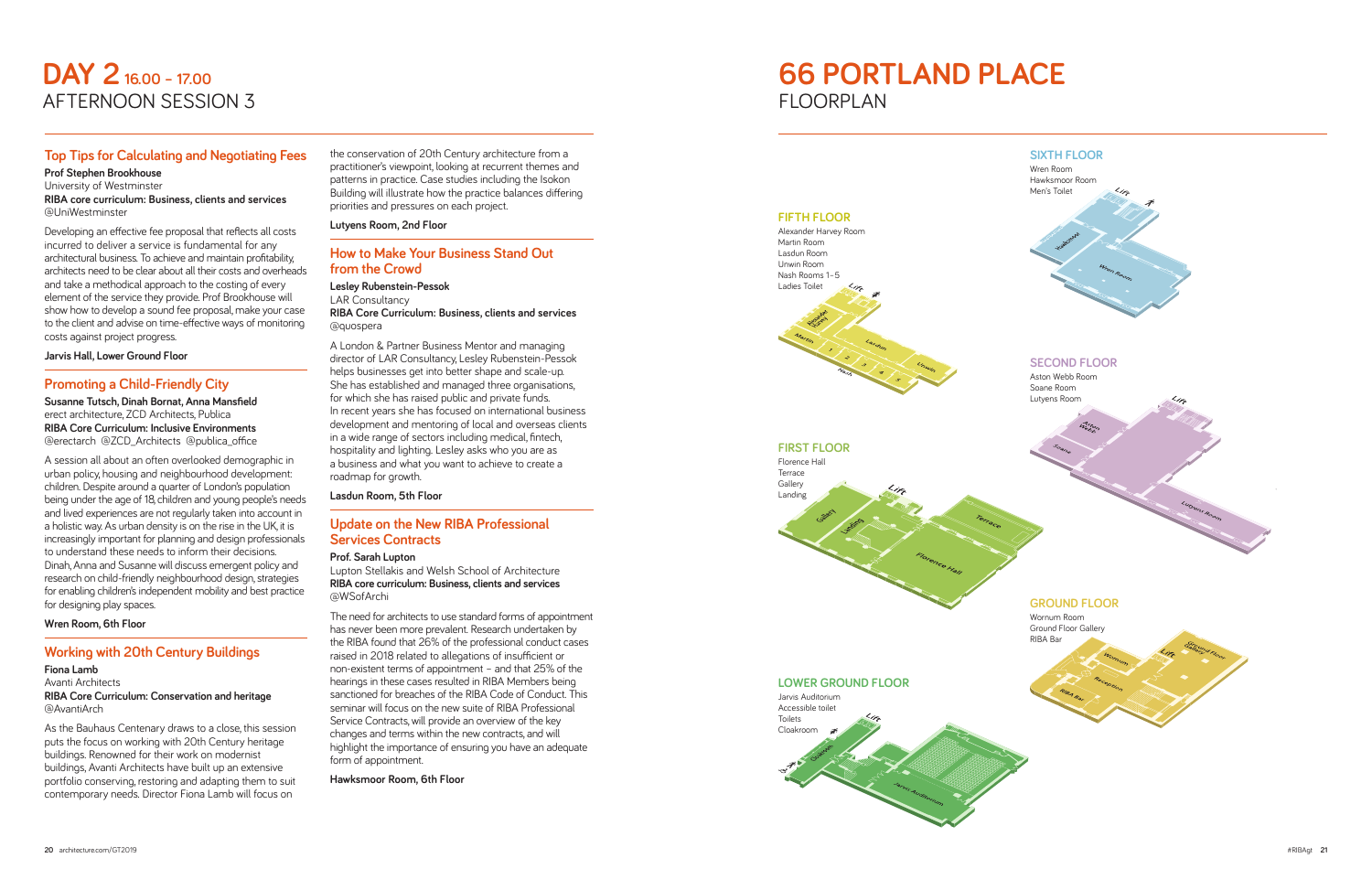# DAY 2 16.00 – 17.00
AFTERNOON SESSION 3

## Top Tips for Calculating and Negotiating Fees

**Prof Stephen Brookhouse**
University of Westminster
**RIBA core curriculum: Business, clients and services**
@UniWestminster

Developing an effective fee proposal that reflects all costs incurred to deliver a service is fundamental for any architectural business. To achieve and maintain profitability, architects need to be clear about all their costs and overheads and take a methodical approach to the costing of every element of the service they provide. Prof Brookhouse will show how to develop a sound fee proposal, make your case to the client and advise on time-effective ways of monitoring costs against project progress.

**Jarvis Hall, Lower Ground Floor**

## Promoting a Child-Friendly City

**Susanne Tutsch, Dinah Bornat, Anna Mansfield**
erect architecture, ZCD Architects, Publica
**RIBA Core Curriculum: Inclusive Environments**
@erectarch @ZCD_Architects @publica_office

A session all about an often overlooked demographic in urban policy, housing and neighbourhood development: children. Despite around a quarter of London's population being under the age of 18, children and young people's needs and lived experiences are not regularly taken into account in a holistic way. As urban density is on the rise in the UK, it is increasingly important for planning and design professionals to understand these needs to inform their decisions. Dinah, Anna and Susanne will discuss emergent policy and research on child-friendly neighbourhood design, strategies for enabling children's independent mobility and best practice for designing play spaces.

**Wren Room, 6th Floor**

## Working with 20th Century Buildings

**Fiona Lamb**
Avanti Architects
**RIBA Core Curriculum: Conservation and heritage**
@AvantiArch

As the Bauhaus Centenary draws to a close, this session puts the focus on working with 20th Century heritage buildings. Renowned for their work on modernist buildings, Avanti Architects have built up an extensive portfolio conserving, restoring and adapting them to suit contemporary needs. Director Fiona Lamb will focus on the conservation of 20th Century architecture from a practitioner's viewpoint, looking at recurrent themes and patterns in practice. Case studies including the Isokon Building will illustrate how the practice balances differing priorities and pressures on each project.

**Lutyens Room, 2nd Floor**

## How to Make Your Business Stand Out from the Crowd

**Lesley Rubenstein-Pessok**
LAR Consultancy
**RIBA Core Curriculum: Business, clients and services**
@quospera

A London & Partner Business Mentor and managing director of LAR Consultancy, Lesley Rubenstein-Pessok helps businesses get into better shape and scale-up. She has established and managed three organisations, for which she has raised public and private funds. In recent years she has focused on international business development and mentoring of local and overseas clients in a wide range of sectors including medical, fintech, hospitality and lighting. Lesley asks who you are as a business and what you want to achieve to create a roadmap for growth.

**Lasdun Room, 5th Floor**

## Update on the New RIBA Professional Services Contracts

**Prof. Sarah Lupton**
Lupton Stellakis and Welsh School of Architecture
**RIBA core curriculum: Business, clients and services**
@WSofArchi

The need for architects to use standard forms of appointment has never been more prevalent. Research undertaken by the RIBA found that 26% of the professional conduct cases raised in 2018 related to allegations of insufficient or non-existent terms of appointment – and that 25% of the hearings in these cases resulted in RIBA Members being sanctioned for breaches of the RIBA Code of Conduct. This seminar will focus on the new suite of RIBA Professional Service Contracts, will provide an overview of the key changes and terms within the new contracts, and will highlight the importance of ensuring you have an adequate form of appointment.

**Hawksmoor Room, 6th Floor**

# 66 PORTLAND PLACE
FLOORPLAN

### SIXTH FLOOR
Wren Room
Hawksmoor Room
Men's Toilet

### FIFTH FLOOR
Alexander Harvey Room
Martin Room
Lasdun Room
Unwin Room
Nash Rooms 1–5
Ladies Toilet

### SECOND FLOOR
Aston Webb Room
Soane Room
Lutyens Room

### FIRST FLOOR
Florence Hall
Terrace
Gallery
Landing

### GROUND FLOOR
Wornum Room
Ground Floor Gallery
RIBA Bar

### LOWER GROUND FLOOR
Jarvis Auditorium
Accessible toilet
Toilets
Cloakroom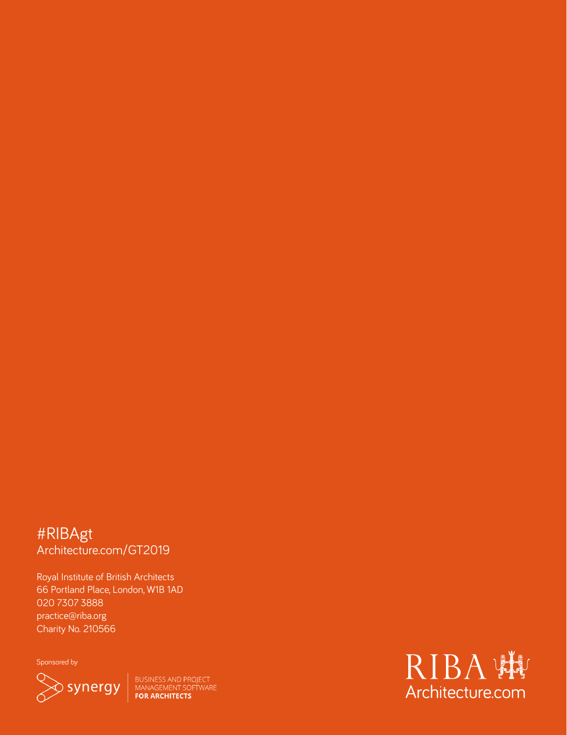#RIBAgt
Architecture.com/GT2019

Royal Institute of British Architects
66 Portland Place, London, W1B 1AD
020 7307 3888
practice@riba.org
Charity No. 210566

Sponsored by

synergy | BUSINESS AND PROJECT MANAGEMENT SOFTWARE **FOR ARCHITECTS**

RIBA
Architecture.com